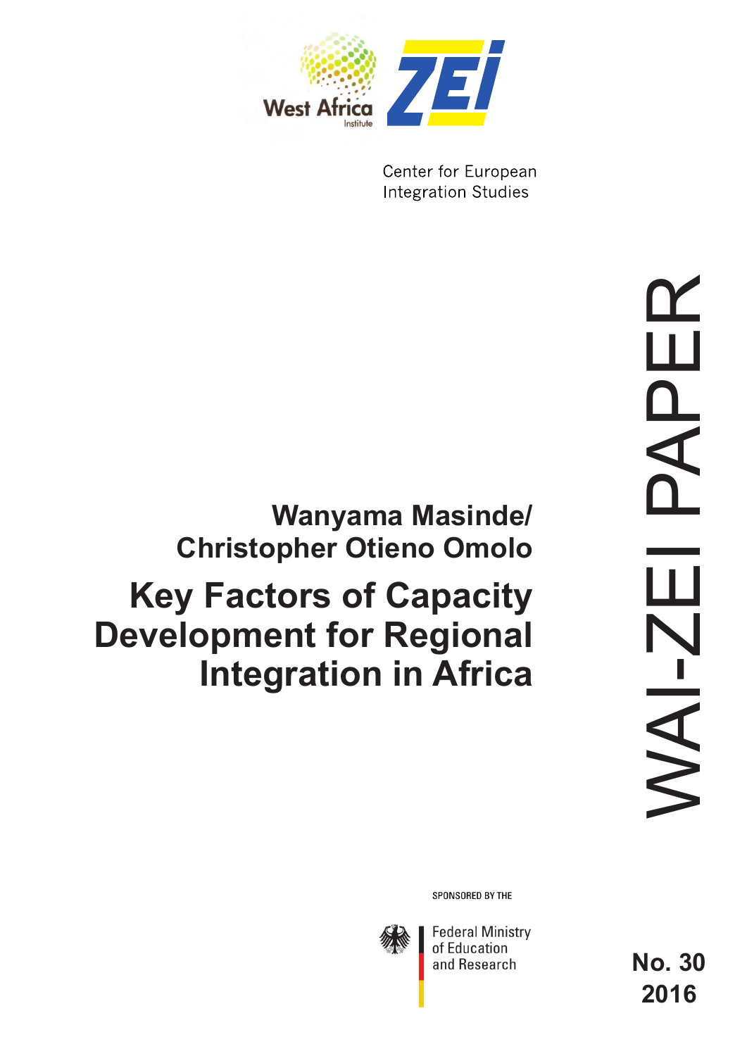West Africa Institute

ZEI

Center for European Integration Studies

WAI-ZEI PAPER

**Wanyama Masinde/ Christopher Otieno Omolo**

# Key Factors of Capacity Development for Regional Integration in Africa

SPONSORED BY THE

Federal Ministry of Education and Research

**No. 30**
**2016**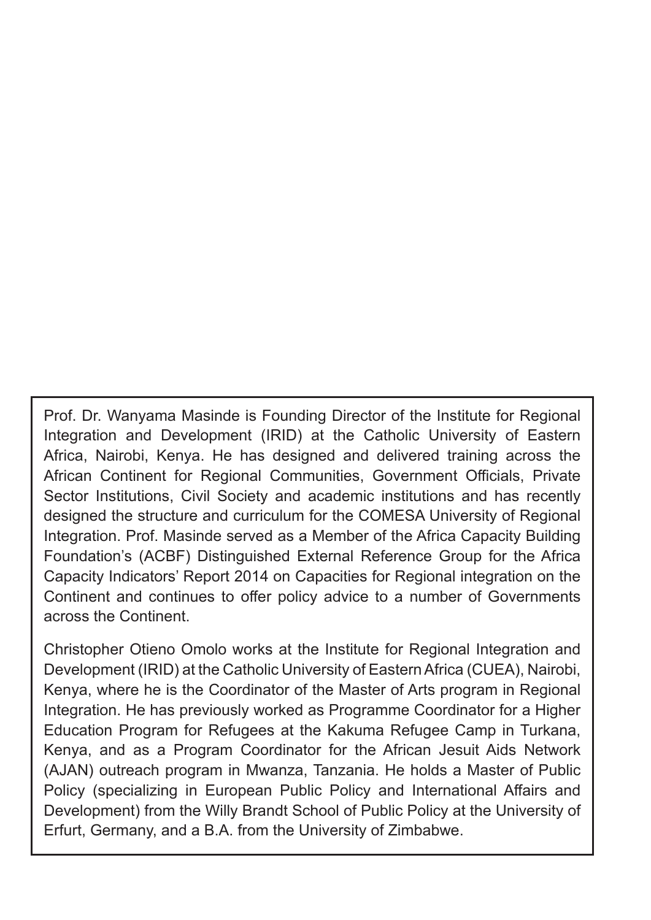Prof. Dr. Wanyama Masinde is Founding Director of the Institute for Regional Integration and Development (IRID) at the Catholic University of Eastern Africa, Nairobi, Kenya. He has designed and delivered training across the African Continent for Regional Communities, Government Officials, Private Sector Institutions, Civil Society and academic institutions and has recently designed the structure and curriculum for the COMESA University of Regional Integration. Prof. Masinde served as a Member of the Africa Capacity Building Foundation's (ACBF) Distinguished External Reference Group for the Africa Capacity Indicators' Report 2014 on Capacities for Regional integration on the Continent and continues to offer policy advice to a number of Governments across the Continent.

Christopher Otieno Omolo works at the Institute for Regional Integration and Development (IRID) at the Catholic University of Eastern Africa (CUEA), Nairobi, Kenya, where he is the Coordinator of the Master of Arts program in Regional Integration. He has previously worked as Programme Coordinator for a Higher Education Program for Refugees at the Kakuma Refugee Camp in Turkana, Kenya, and as a Program Coordinator for the African Jesuit Aids Network (AJAN) outreach program in Mwanza, Tanzania. He holds a Master of Public Policy (specializing in European Public Policy and International Affairs and Development) from the Willy Brandt School of Public Policy at the University of Erfurt, Germany, and a B.A. from the University of Zimbabwe.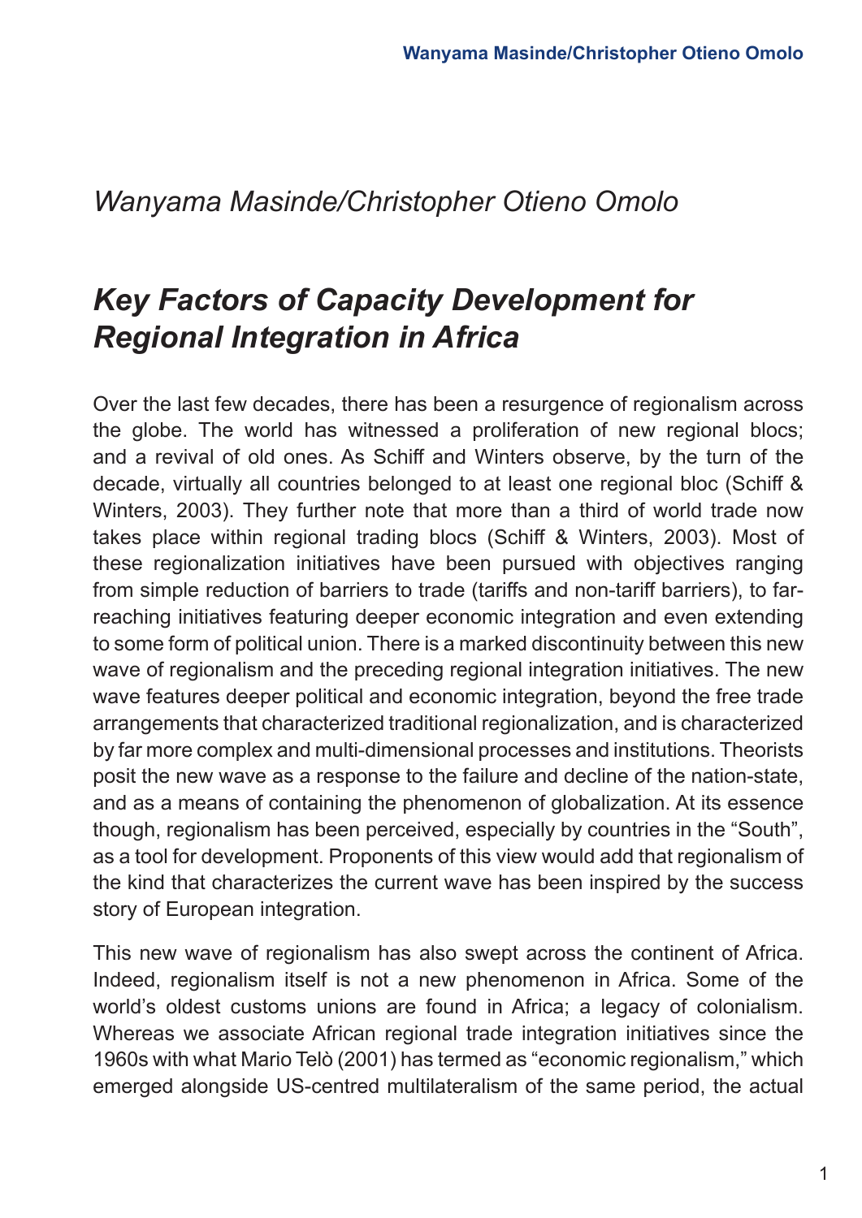*Wanyama Masinde/Christopher Otieno Omolo*

# *Key Factors of Capacity Development for Regional Integration in Africa*

Over the last few decades, there has been a resurgence of regionalism across the globe. The world has witnessed a proliferation of new regional blocs; and a revival of old ones. As Schiff and Winters observe, by the turn of the decade, virtually all countries belonged to at least one regional bloc (Schiff & Winters, 2003). They further note that more than a third of world trade now takes place within regional trading blocs (Schiff & Winters, 2003). Most of these regionalization initiatives have been pursued with objectives ranging from simple reduction of barriers to trade (tariffs and non-tariff barriers), to far-reaching initiatives featuring deeper economic integration and even extending to some form of political union. There is a marked discontinuity between this new wave of regionalism and the preceding regional integration initiatives. The new wave features deeper political and economic integration, beyond the free trade arrangements that characterized traditional regionalization, and is characterized by far more complex and multi-dimensional processes and institutions. Theorists posit the new wave as a response to the failure and decline of the nation-state, and as a means of containing the phenomenon of globalization. At its essence though, regionalism has been perceived, especially by countries in the "South", as a tool for development. Proponents of this view would add that regionalism of the kind that characterizes the current wave has been inspired by the success story of European integration.

This new wave of regionalism has also swept across the continent of Africa. Indeed, regionalism itself is not a new phenomenon in Africa. Some of the world's oldest customs unions are found in Africa; a legacy of colonialism. Whereas we associate African regional trade integration initiatives since the 1960s with what Mario Telò (2001) has termed as "economic regionalism," which emerged alongside US-centred multilateralism of the same period, the actual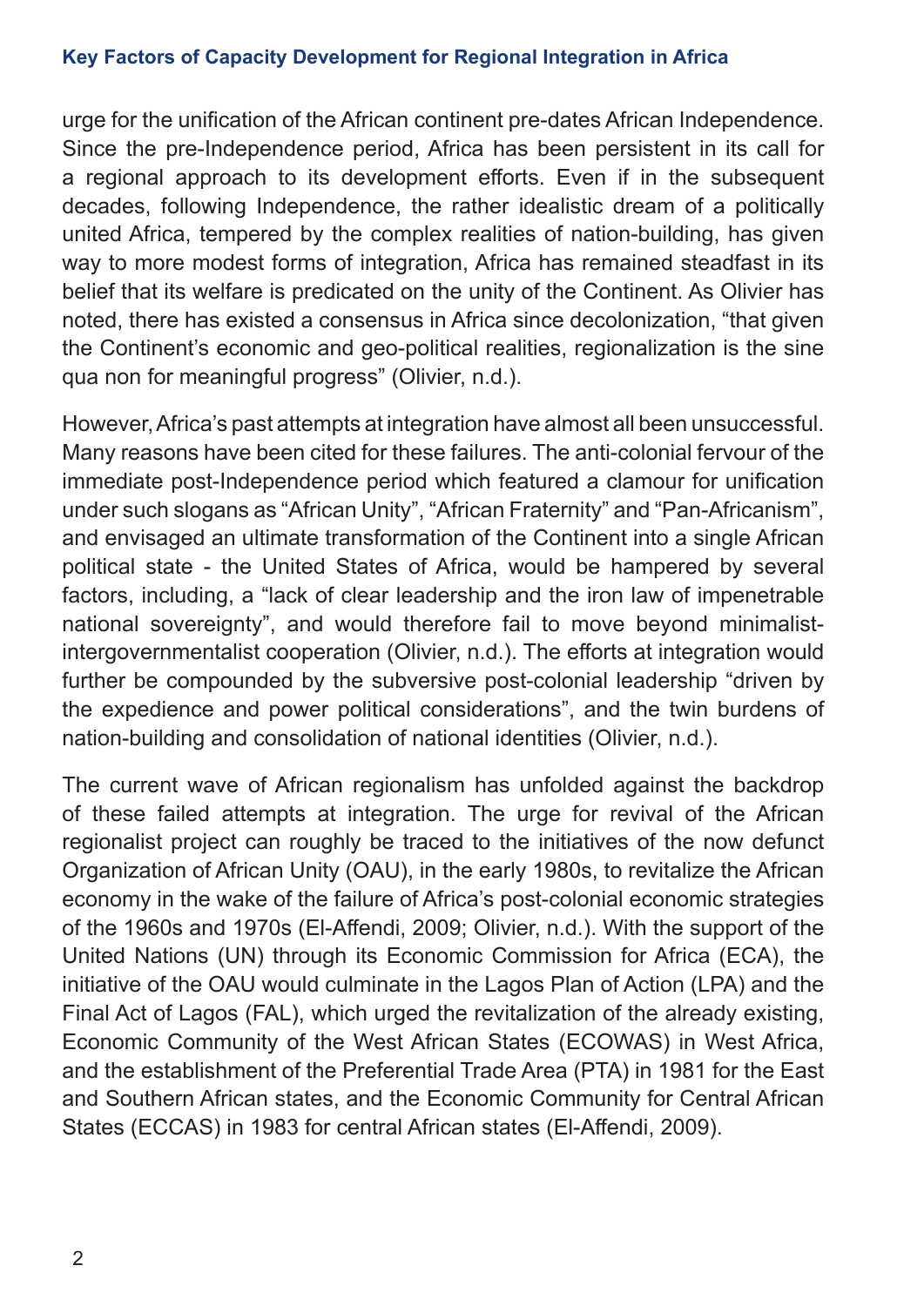urge for the unification of the African continent pre-dates African Independence. Since the pre-Independence period, Africa has been persistent in its call for a regional approach to its development efforts. Even if in the subsequent decades, following Independence, the rather idealistic dream of a politically united Africa, tempered by the complex realities of nation-building, has given way to more modest forms of integration, Africa has remained steadfast in its belief that its welfare is predicated on the unity of the Continent. As Olivier has noted, there has existed a consensus in Africa since decolonization, "that given the Continent's economic and geo-political realities, regionalization is the sine qua non for meaningful progress" (Olivier, n.d.).

However, Africa's past attempts at integration have almost all been unsuccessful. Many reasons have been cited for these failures. The anti-colonial fervour of the immediate post-Independence period which featured a clamour for unification under such slogans as "African Unity", "African Fraternity" and "Pan-Africanism", and envisaged an ultimate transformation of the Continent into a single African political state - the United States of Africa, would be hampered by several factors, including, a "lack of clear leadership and the iron law of impenetrable national sovereignty", and would therefore fail to move beyond minimalist-intergovernmentalist cooperation (Olivier, n.d.). The efforts at integration would further be compounded by the subversive post-colonial leadership "driven by the expedience and power political considerations", and the twin burdens of nation-building and consolidation of national identities (Olivier, n.d.).

The current wave of African regionalism has unfolded against the backdrop of these failed attempts at integration. The urge for revival of the African regionalist project can roughly be traced to the initiatives of the now defunct Organization of African Unity (OAU), in the early 1980s, to revitalize the African economy in the wake of the failure of Africa's post-colonial economic strategies of the 1960s and 1970s (El-Affendi, 2009; Olivier, n.d.). With the support of the United Nations (UN) through its Economic Commission for Africa (ECA), the initiative of the OAU would culminate in the Lagos Plan of Action (LPA) and the Final Act of Lagos (FAL), which urged the revitalization of the already existing, Economic Community of the West African States (ECOWAS) in West Africa, and the establishment of the Preferential Trade Area (PTA) in 1981 for the East and Southern African states, and the Economic Community for Central African States (ECCAS) in 1983 for central African states (El-Affendi, 2009).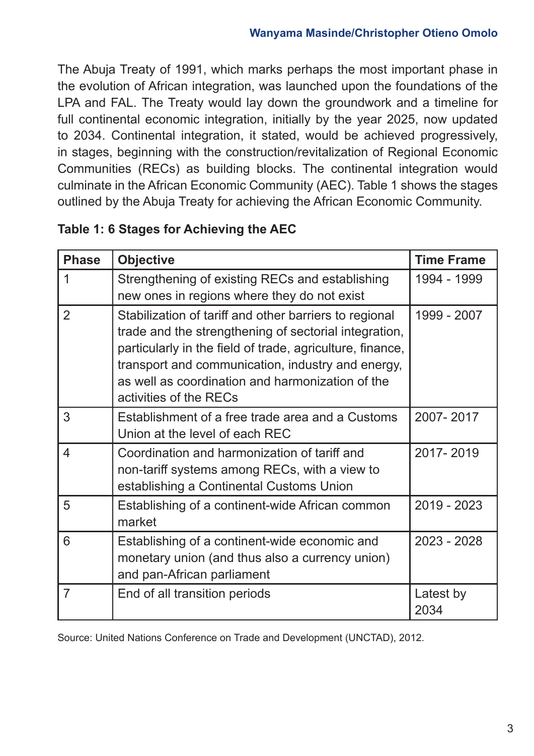The Abuja Treaty of 1991, which marks perhaps the most important phase in the evolution of African integration, was launched upon the foundations of the LPA and FAL. The Treaty would lay down the groundwork and a timeline for full continental economic integration, initially by the year 2025, now updated to 2034. Continental integration, it stated, would be achieved progressively, in stages, beginning with the construction/revitalization of Regional Economic Communities (RECs) as building blocks. The continental integration would culminate in the African Economic Community (AEC). Table 1 shows the stages outlined by the Abuja Treaty for achieving the African Economic Community.

**Table 1: 6 Stages for Achieving the AEC**

| Phase | Objective | Time Frame |
|---|---|---|
| 1 | Strengthening of existing RECs and establishing new ones in regions where they do not exist | 1994 - 1999 |
| 2 | Stabilization of tariff and other barriers to regional trade and the strengthening of sectorial integration, particularly in the field of trade, agriculture, finance, transport and communication, industry and energy, as well as coordination and harmonization of the activities of the RECs | 1999 - 2007 |
| 3 | Establishment of a free trade area and a Customs Union at the level of each REC | 2007- 2017 |
| 4 | Coordination and harmonization of tariff and non-tariff systems among RECs, with a view to establishing a Continental Customs Union | 2017- 2019 |
| 5 | Establishing of a continent-wide African common market | 2019 - 2023 |
| 6 | Establishing of a continent-wide economic and monetary union (and thus also a currency union) and pan-African parliament | 2023 - 2028 |
| 7 | End of all transition periods | Latest by 2034 |

Source: United Nations Conference on Trade and Development (UNCTAD), 2012.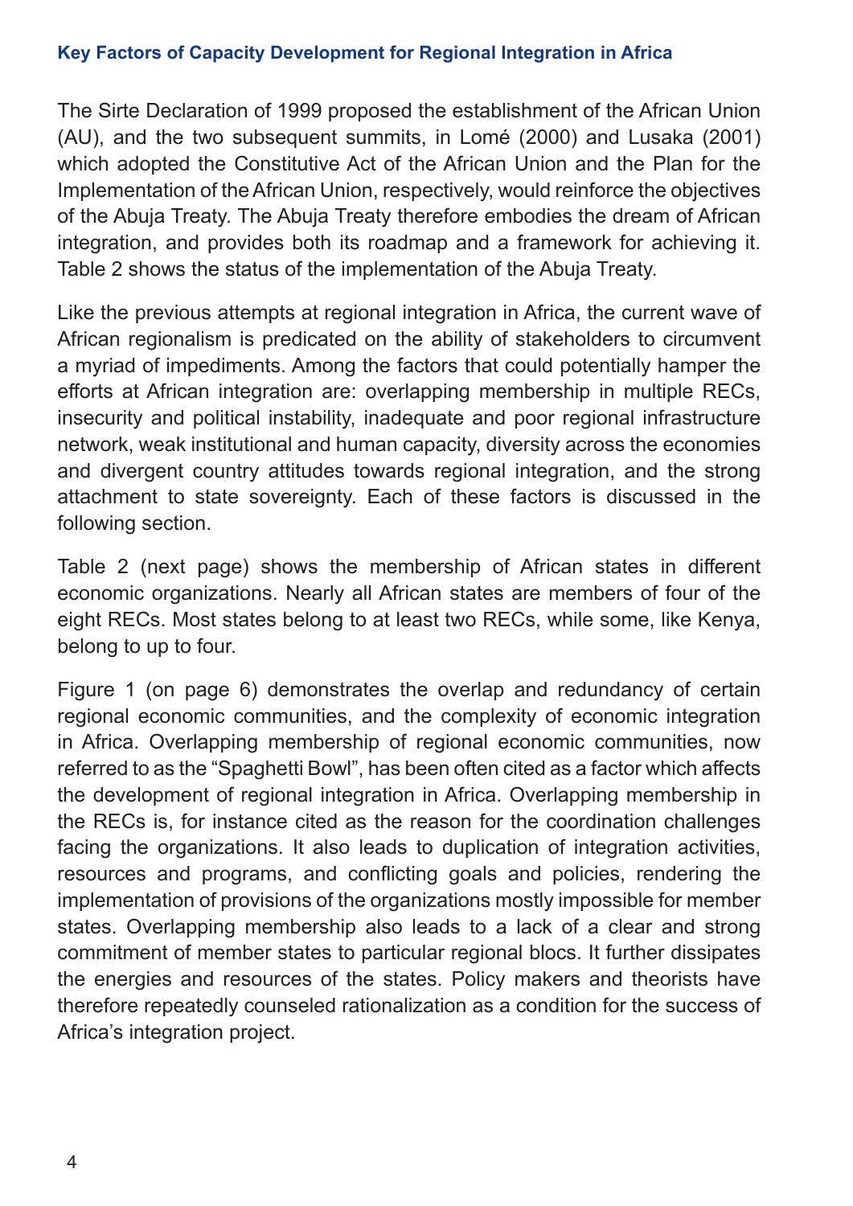The Sirte Declaration of 1999 proposed the establishment of the African Union (AU), and the two subsequent summits, in Lomé (2000) and Lusaka (2001) which adopted the Constitutive Act of the African Union and the Plan for the Implementation of the African Union, respectively, would reinforce the objectives of the Abuja Treaty. The Abuja Treaty therefore embodies the dream of African integration, and provides both its roadmap and a framework for achieving it. Table 2 shows the status of the implementation of the Abuja Treaty.

Like the previous attempts at regional integration in Africa, the current wave of African regionalism is predicated on the ability of stakeholders to circumvent a myriad of impediments. Among the factors that could potentially hamper the efforts at African integration are: overlapping membership in multiple RECs, insecurity and political instability, inadequate and poor regional infrastructure network, weak institutional and human capacity, diversity across the economies and divergent country attitudes towards regional integration, and the strong attachment to state sovereignty. Each of these factors is discussed in the following section.

Table 2 (next page) shows the membership of African states in different economic organizations. Nearly all African states are members of four of the eight RECs. Most states belong to at least two RECs, while some, like Kenya, belong to up to four.

Figure 1 (on page 6) demonstrates the overlap and redundancy of certain regional economic communities, and the complexity of economic integration in Africa. Overlapping membership of regional economic communities, now referred to as the "Spaghetti Bowl", has been often cited as a factor which affects the development of regional integration in Africa. Overlapping membership in the RECs is, for instance cited as the reason for the coordination challenges facing the organizations. It also leads to duplication of integration activities, resources and programs, and conflicting goals and policies, rendering the implementation of provisions of the organizations mostly impossible for member states. Overlapping membership also leads to a lack of a clear and strong commitment of member states to particular regional blocs. It further dissipates the energies and resources of the states. Policy makers and theorists have therefore repeatedly counseled rationalization as a condition for the success of Africa's integration project.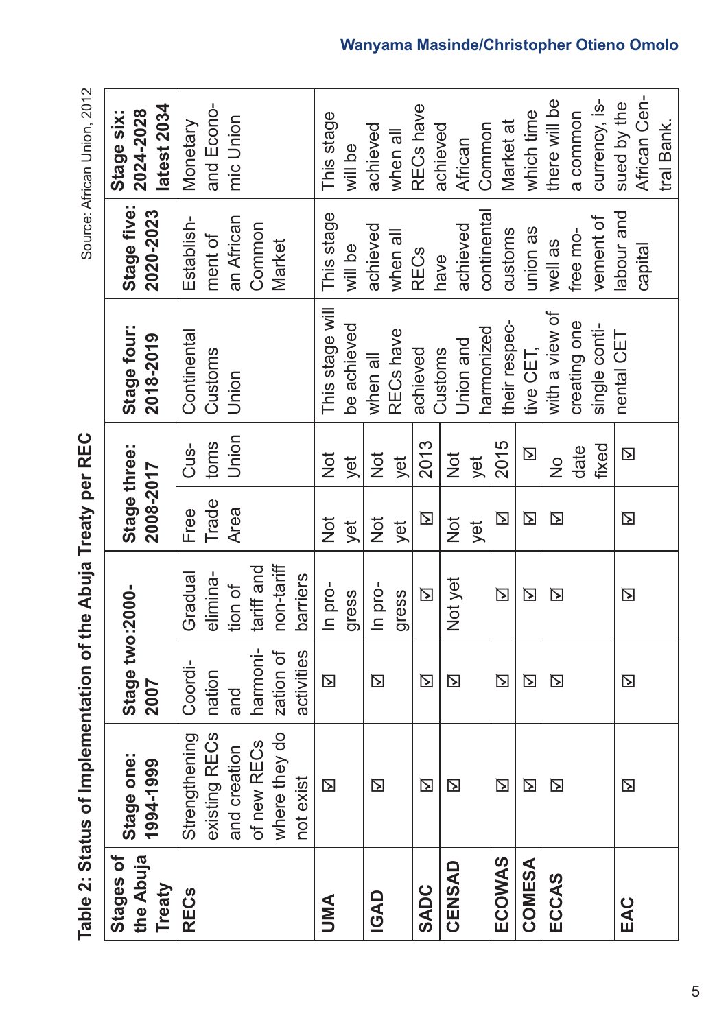**Table 2: Status of Implementation of the Abuja Treaty per REC**

| Stages of the Abuja Treaty | Stage one: 1994-1999 | Stage two: 2000-2007 | | Stage three: 2008-2017 | | Stage four: 2018-2019 | Stage five: 2020-2023 | Stage six: 2024-2028 latest 2034 |
|---|---|---|---|---|---|---|---|---|
| **RECs** | Strengthening existing RECs and creation of new RECs where they do not exist | Coordination and harmonization of activities | Gradual elimination of tariff and non-tariff barriers | Free Trade Area | Customs Union | Continental Customs Union | Establishment of an African Common Market | Monetary and Economic Union |
| **UMA** | ☑ | ☑ | In progress | Not yet | Not yet | This stage will be achieved when all RECs have achieved Customs Union and harmonized their respective CET, with a view of creating one single continental CET | This stage will be achieved when all RECs have achieved continental customs union as well as free movement of labour and capital | This stage will be achieved when all RECs have achieved African Common Market at which time there will be a common currency, issued by the African Central Bank. |
| **IGAD** | ☑ | ☑ | In progress | Not yet | Not yet | | | |
| **SADC** | ☑ | ☑ | ☑ | ☑ | 2013 | | | |
| **CENSAD** | ☑ | ☑ | Not yet | Not yet | Not yet | | | |
| **ECOWAS** | ☑ | ☑ | ☑ | ☑ | 2015 | | | |
| **COMESA** | ☑ | ☑ | ☑ | ☑ | ☑ | | | |
| **ECCAS** | ☑ | ☑ | ☑ | ☑ | No date fixed | | | |
| **EAC** | ☑ | ☑ | ☑ | ☑ | ☑ | | | |

Source: African Union, 2012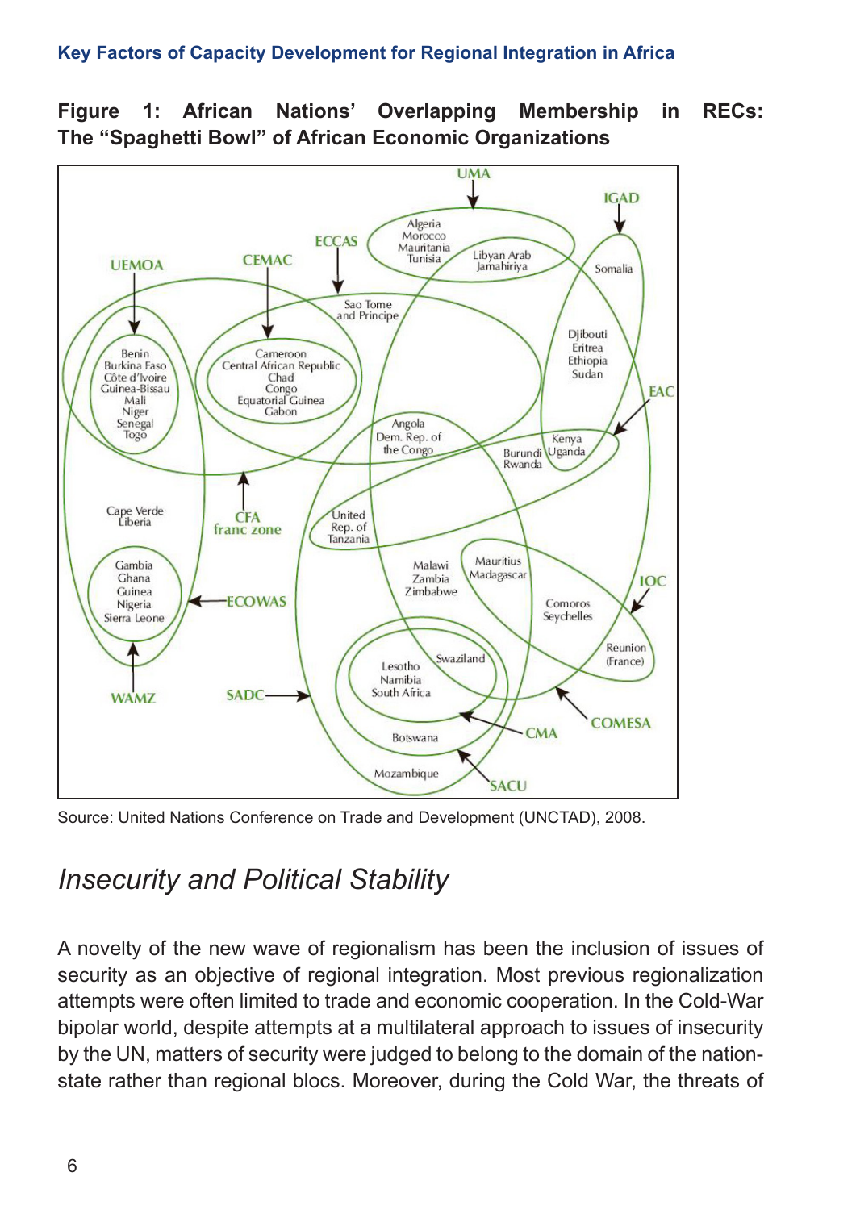**Figure 1: African Nations' Overlapping Membership in RECs: The "Spaghetti Bowl" of African Economic Organizations**

Source: United Nations Conference on Trade and Development (UNCTAD), 2008.

## *Insecurity and Political Stability*

A novelty of the new wave of regionalism has been the inclusion of issues of security as an objective of regional integration. Most previous regionalization attempts were often limited to trade and economic cooperation. In the Cold-War bipolar world, despite attempts at a multilateral approach to issues of insecurity by the UN, matters of security were judged to belong to the domain of the nation-state rather than regional blocs. Moreover, during the Cold War, the threats of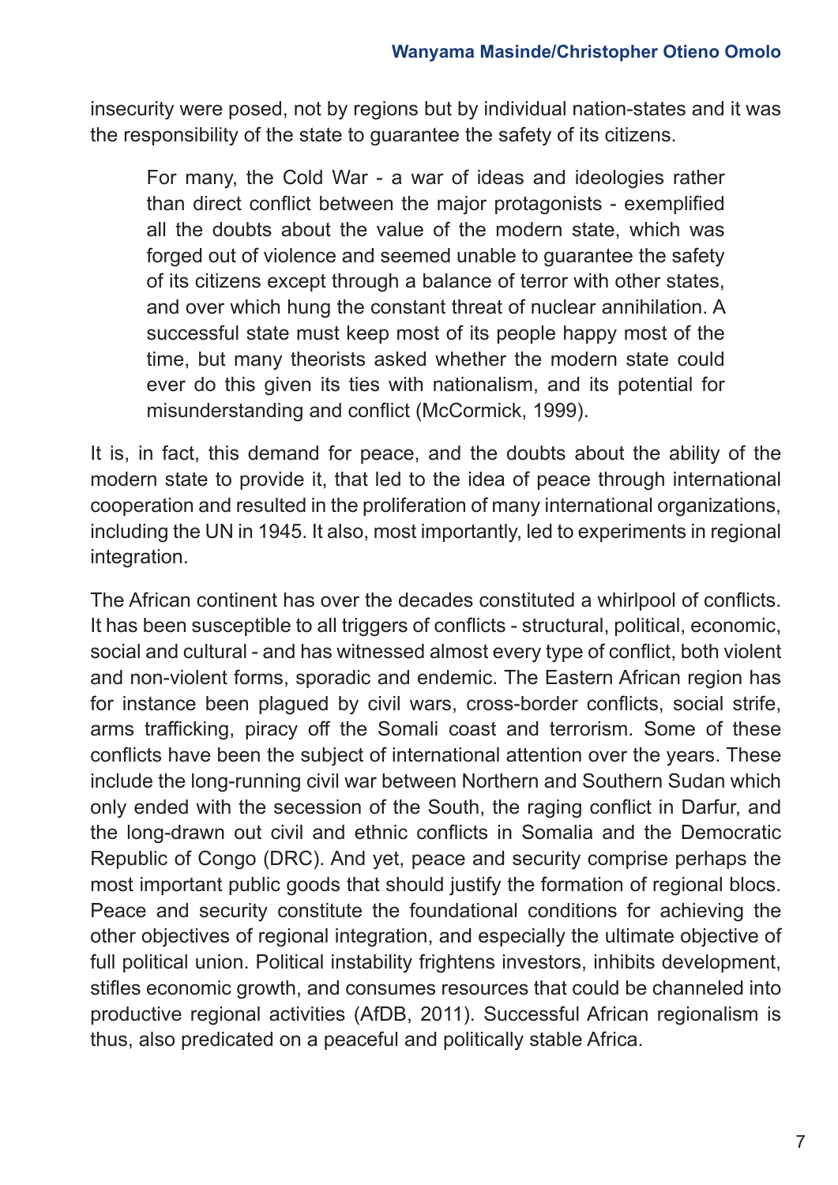insecurity were posed, not by regions but by individual nation-states and it was the responsibility of the state to guarantee the safety of its citizens.

> For many, the Cold War - a war of ideas and ideologies rather than direct conflict between the major protagonists - exemplified all the doubts about the value of the modern state, which was forged out of violence and seemed unable to guarantee the safety of its citizens except through a balance of terror with other states, and over which hung the constant threat of nuclear annihilation. A successful state must keep most of its people happy most of the time, but many theorists asked whether the modern state could ever do this given its ties with nationalism, and its potential for misunderstanding and conflict (McCormick, 1999).

It is, in fact, this demand for peace, and the doubts about the ability of the modern state to provide it, that led to the idea of peace through international cooperation and resulted in the proliferation of many international organizations, including the UN in 1945. It also, most importantly, led to experiments in regional integration.

The African continent has over the decades constituted a whirlpool of conflicts. It has been susceptible to all triggers of conflicts - structural, political, economic, social and cultural - and has witnessed almost every type of conflict, both violent and non-violent forms, sporadic and endemic. The Eastern African region has for instance been plagued by civil wars, cross-border conflicts, social strife, arms trafficking, piracy off the Somali coast and terrorism. Some of these conflicts have been the subject of international attention over the years. These include the long-running civil war between Northern and Southern Sudan which only ended with the secession of the South, the raging conflict in Darfur, and the long-drawn out civil and ethnic conflicts in Somalia and the Democratic Republic of Congo (DRC). And yet, peace and security comprise perhaps the most important public goods that should justify the formation of regional blocs. Peace and security constitute the foundational conditions for achieving the other objectives of regional integration, and especially the ultimate objective of full political union. Political instability frightens investors, inhibits development, stifles economic growth, and consumes resources that could be channeled into productive regional activities (AfDB, 2011). Successful African regionalism is thus, also predicated on a peaceful and politically stable Africa.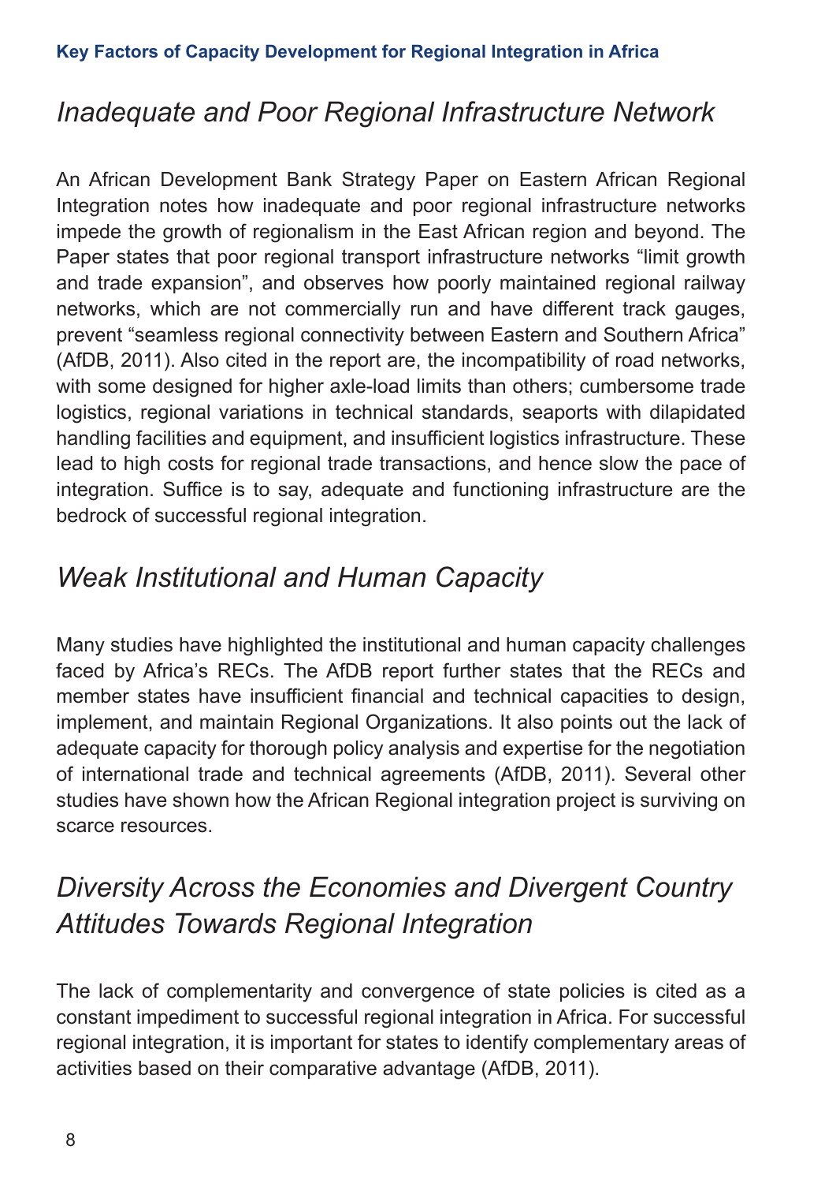## *Inadequate and Poor Regional Infrastructure Network*

An African Development Bank Strategy Paper on Eastern African Regional Integration notes how inadequate and poor regional infrastructure networks impede the growth of regionalism in the East African region and beyond. The Paper states that poor regional transport infrastructure networks "limit growth and trade expansion", and observes how poorly maintained regional railway networks, which are not commercially run and have different track gauges, prevent "seamless regional connectivity between Eastern and Southern Africa" (AfDB, 2011). Also cited in the report are, the incompatibility of road networks, with some designed for higher axle-load limits than others; cumbersome trade logistics, regional variations in technical standards, seaports with dilapidated handling facilities and equipment, and insufficient logistics infrastructure. These lead to high costs for regional trade transactions, and hence slow the pace of integration. Suffice is to say, adequate and functioning infrastructure are the bedrock of successful regional integration.

## *Weak Institutional and Human Capacity*

Many studies have highlighted the institutional and human capacity challenges faced by Africa's RECs. The AfDB report further states that the RECs and member states have insufficient financial and technical capacities to design, implement, and maintain Regional Organizations. It also points out the lack of adequate capacity for thorough policy analysis and expertise for the negotiation of international trade and technical agreements (AfDB, 2011). Several other studies have shown how the African Regional integration project is surviving on scarce resources.

## *Diversity Across the Economies and Divergent Country Attitudes Towards Regional Integration*

The lack of complementarity and convergence of state policies is cited as a constant impediment to successful regional integration in Africa. For successful regional integration, it is important for states to identify complementary areas of activities based on their comparative advantage (AfDB, 2011).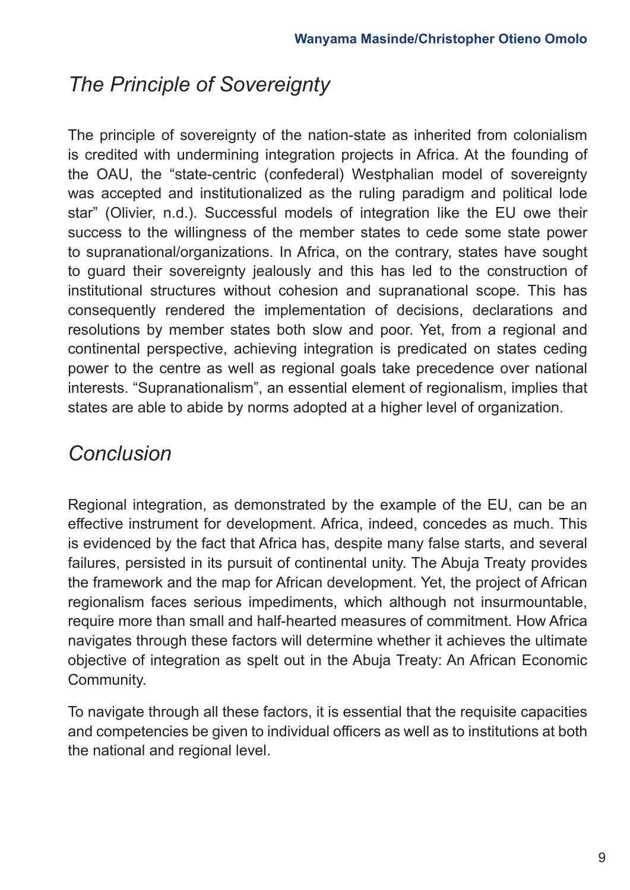## *The Principle of Sovereignty*

The principle of sovereignty of the nation-state as inherited from colonialism is credited with undermining integration projects in Africa. At the founding of the OAU, the "state-centric (confederal) Westphalian model of sovereignty was accepted and institutionalized as the ruling paradigm and political lode star" (Olivier, n.d.). Successful models of integration like the EU owe their success to the willingness of the member states to cede some state power to supranational/organizations. In Africa, on the contrary, states have sought to guard their sovereignty jealously and this has led to the construction of institutional structures without cohesion and supranational scope. This has consequently rendered the implementation of decisions, declarations and resolutions by member states both slow and poor. Yet, from a regional and continental perspective, achieving integration is predicated on states ceding power to the centre as well as regional goals take precedence over national interests. "Supranationalism", an essential element of regionalism, implies that states are able to abide by norms adopted at a higher level of organization.

## *Conclusion*

Regional integration, as demonstrated by the example of the EU, can be an effective instrument for development. Africa, indeed, concedes as much. This is evidenced by the fact that Africa has, despite many false starts, and several failures, persisted in its pursuit of continental unity. The Abuja Treaty provides the framework and the map for African development. Yet, the project of African regionalism faces serious impediments, which although not insurmountable, require more than small and half-hearted measures of commitment. How Africa navigates through these factors will determine whether it achieves the ultimate objective of integration as spelt out in the Abuja Treaty: An African Economic Community.

To navigate through all these factors, it is essential that the requisite capacities and competencies be given to individual officers as well as to institutions at both the national and regional level.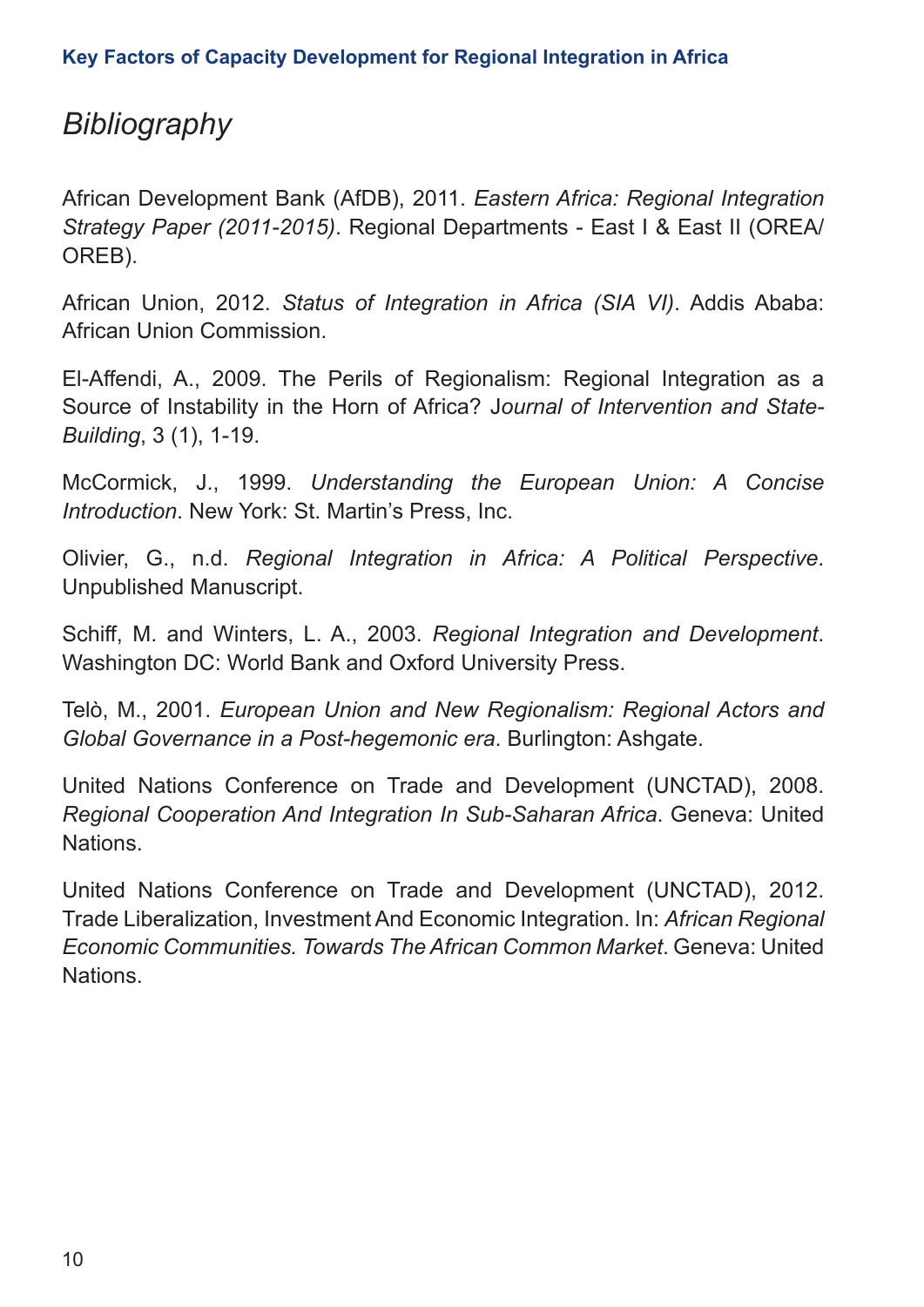# Bibliography

African Development Bank (AfDB), 2011. *Eastern Africa: Regional Integration Strategy Paper (2011-2015)*. Regional Departments - East I & East II (OREA/OREB).

African Union, 2012. *Status of Integration in Africa (SIA VI)*. Addis Ababa: African Union Commission.

El-Affendi, A., 2009. The Perils of Regionalism: Regional Integration as a Source of Instability in the Horn of Africa? J*ournal of Intervention and State-Building*, 3 (1), 1-19.

McCormick, J., 1999. *Understanding the European Union: A Concise Introduction*. New York: St. Martin's Press, Inc.

Olivier, G., n.d. *Regional Integration in Africa: A Political Perspective*. Unpublished Manuscript.

Schiff, M. and Winters, L. A., 2003. *Regional Integration and Development*. Washington DC: World Bank and Oxford University Press.

Telò, M., 2001. *European Union and New Regionalism: Regional Actors and Global Governance in a Post-hegemonic era*. Burlington: Ashgate.

United Nations Conference on Trade and Development (UNCTAD), 2008. *Regional Cooperation And Integration In Sub-Saharan Africa*. Geneva: United Nations.

United Nations Conference on Trade and Development (UNCTAD), 2012. Trade Liberalization, Investment And Economic Integration. In: *African Regional Economic Communities. Towards The African Common Market*. Geneva: United Nations.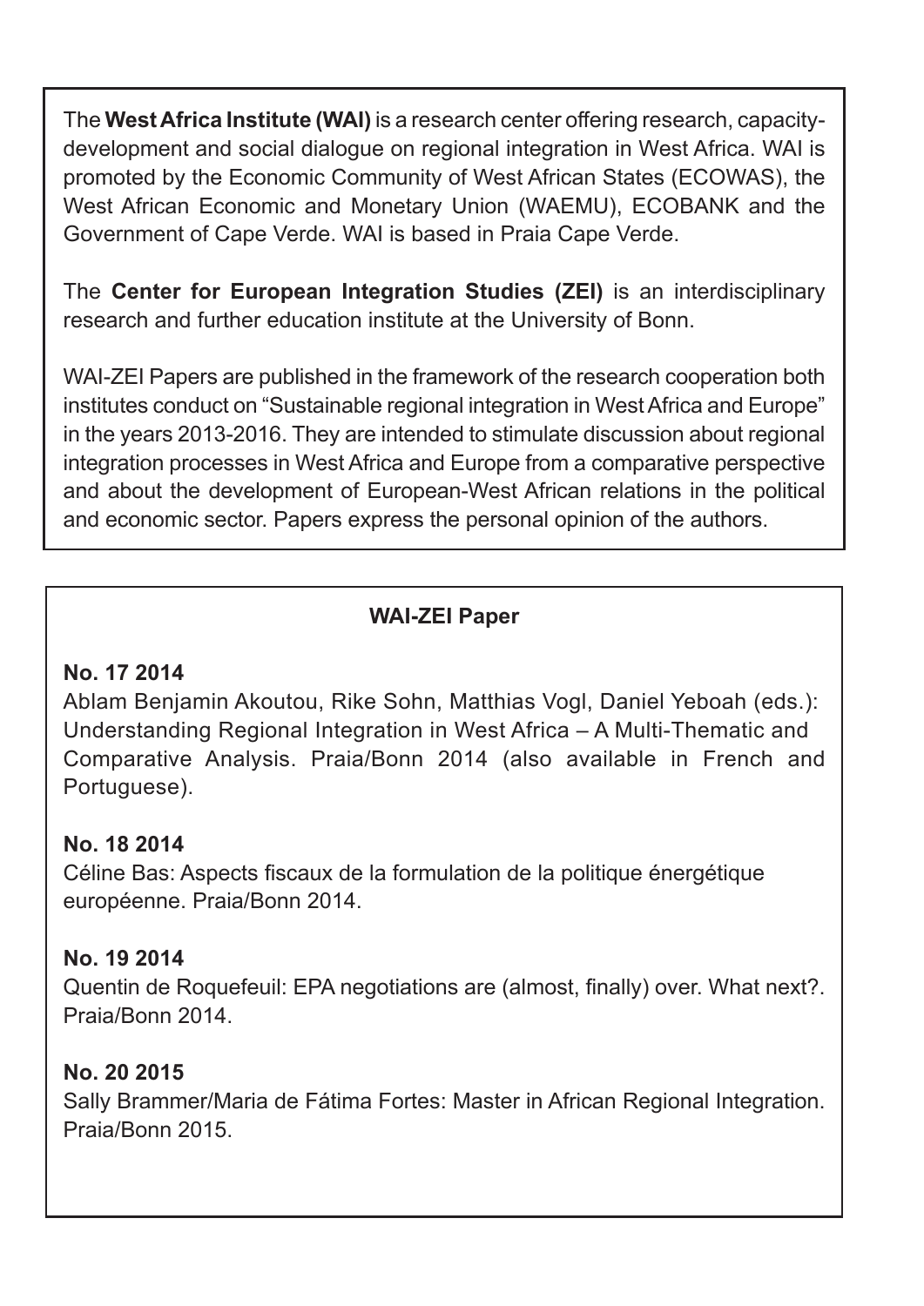The **West Africa Institute (WAI)** is a research center offering research, capacity-development and social dialogue on regional integration in West Africa. WAI is promoted by the Economic Community of West African States (ECOWAS), the West African Economic and Monetary Union (WAEMU), ECOBANK and the Government of Cape Verde. WAI is based in Praia Cape Verde.

The **Center for European Integration Studies (ZEI)** is an interdisciplinary research and further education institute at the University of Bonn.

WAI-ZEI Papers are published in the framework of the research cooperation both institutes conduct on "Sustainable regional integration in West Africa and Europe" in the years 2013-2016. They are intended to stimulate discussion about regional integration processes in West Africa and Europe from a comparative perspective and about the development of European-West African relations in the political and economic sector. Papers express the personal opinion of the authors.

**WAI-ZEI Paper**

**No. 17 2014**
Ablam Benjamin Akoutou, Rike Sohn, Matthias Vogl, Daniel Yeboah (eds.): Understanding Regional Integration in West Africa – A Multi-Thematic and Comparative Analysis. Praia/Bonn 2014 (also available in French and Portuguese).

**No. 18 2014**
Céline Bas: Aspects fiscaux de la formulation de la politique énergétique européenne. Praia/Bonn 2014.

**No. 19 2014**
Quentin de Roquefeuil: EPA negotiations are (almost, finally) over. What next?. Praia/Bonn 2014.

**No. 20 2015**
Sally Brammer/Maria de Fátima Fortes: Master in African Regional Integration. Praia/Bonn 2015.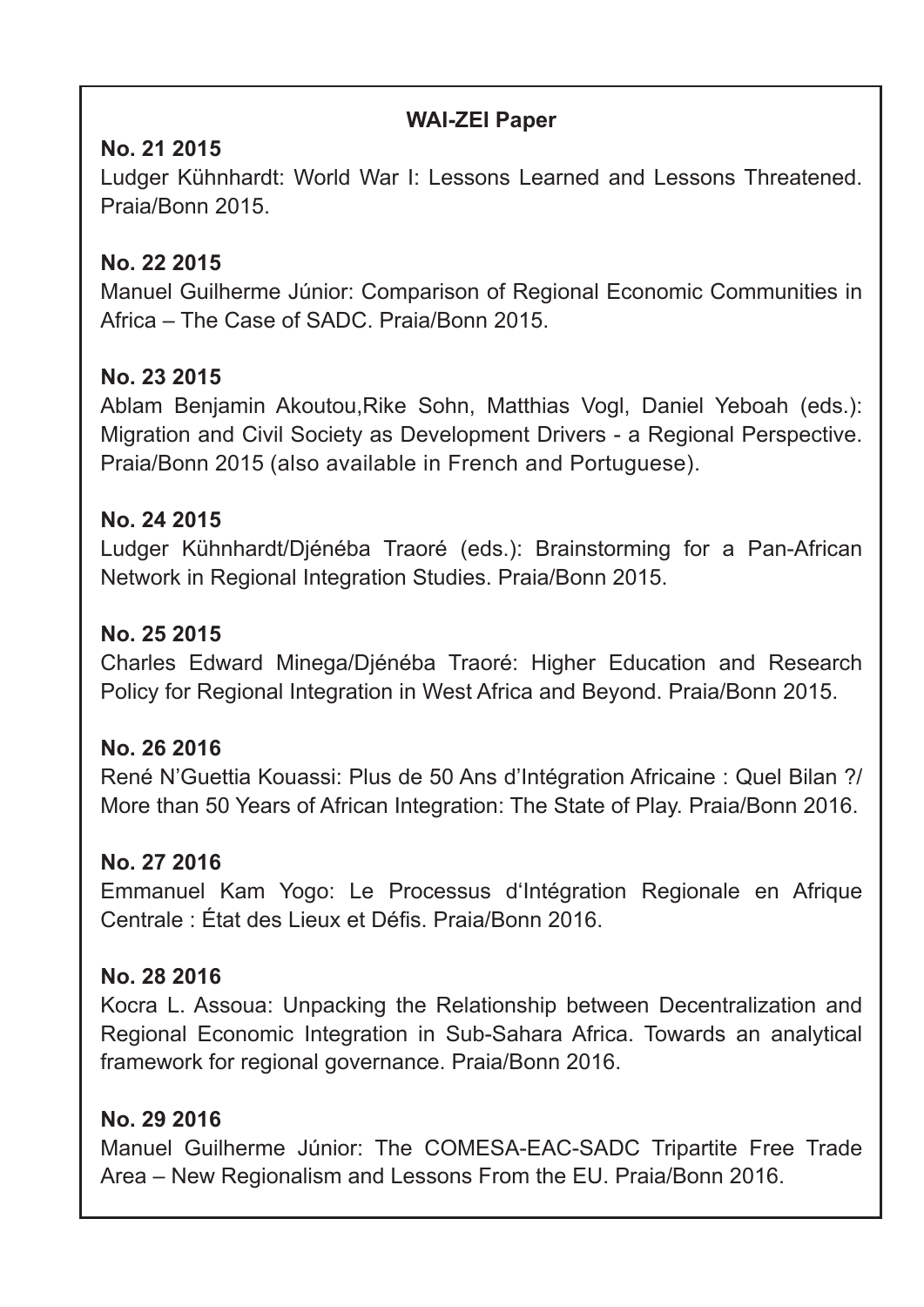**WAI-ZEI Paper**

**No. 21 2015**
Ludger Kühnhardt: World War I: Lessons Learned and Lessons Threatened. Praia/Bonn 2015.

**No. 22 2015**
Manuel Guilherme Júnior: Comparison of Regional Economic Communities in Africa – The Case of SADC. Praia/Bonn 2015.

**No. 23 2015**
Ablam Benjamin Akoutou,Rike Sohn, Matthias Vogl, Daniel Yeboah (eds.): Migration and Civil Society as Development Drivers - a Regional Perspective. Praia/Bonn 2015 (also available in French and Portuguese).

**No. 24 2015**
Ludger Kühnhardt/Djénéba Traoré (eds.): Brainstorming for a Pan-African Network in Regional Integration Studies. Praia/Bonn 2015.

**No. 25 2015**
Charles Edward Minega/Djénéba Traoré: Higher Education and Research Policy for Regional Integration in West Africa and Beyond. Praia/Bonn 2015.

**No. 26 2016**
René N'Guettia Kouassi: Plus de 50 Ans d'Intégration Africaine : Quel Bilan ?/ More than 50 Years of African Integration: The State of Play. Praia/Bonn 2016.

**No. 27 2016**
Emmanuel Kam Yogo: Le Processus d'Intégration Regionale en Afrique Centrale : État des Lieux et Défis. Praia/Bonn 2016.

**No. 28 2016**
Kocra L. Assoua: Unpacking the Relationship between Decentralization and Regional Economic Integration in Sub-Sahara Africa. Towards an analytical framework for regional governance. Praia/Bonn 2016.

**No. 29 2016**
Manuel Guilherme Júnior: The COMESA-EAC-SADC Tripartite Free Trade Area – New Regionalism and Lessons From the EU. Praia/Bonn 2016.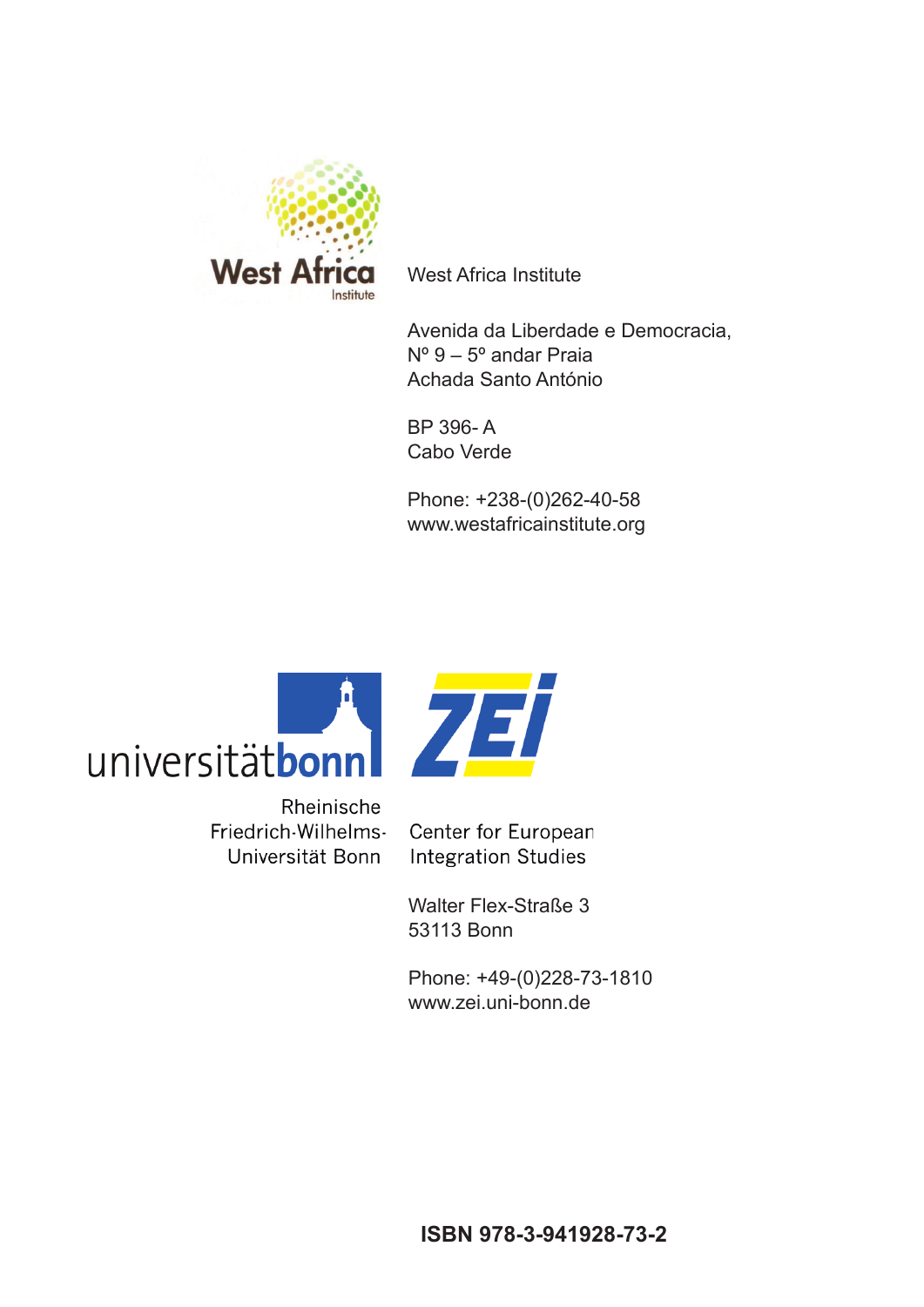West Africa Institute

Avenida da Liberdade e Democracia,
Nº 9 – 5º andar Praia
Achada Santo António

BP 396- A
Cabo Verde

Phone: +238-(0)262-40-58
www.westafricainstitute.org

universitätbonn

Rheinische
Friedrich-Wilhelms-
Universität Bonn

ZEI

Center for European
Integration Studies

Walter Flex-Straße 3
53113 Bonn

Phone: +49-(0)228-73-1810
www.zei.uni-bonn.de

**ISBN 978-3-941928-73-2**